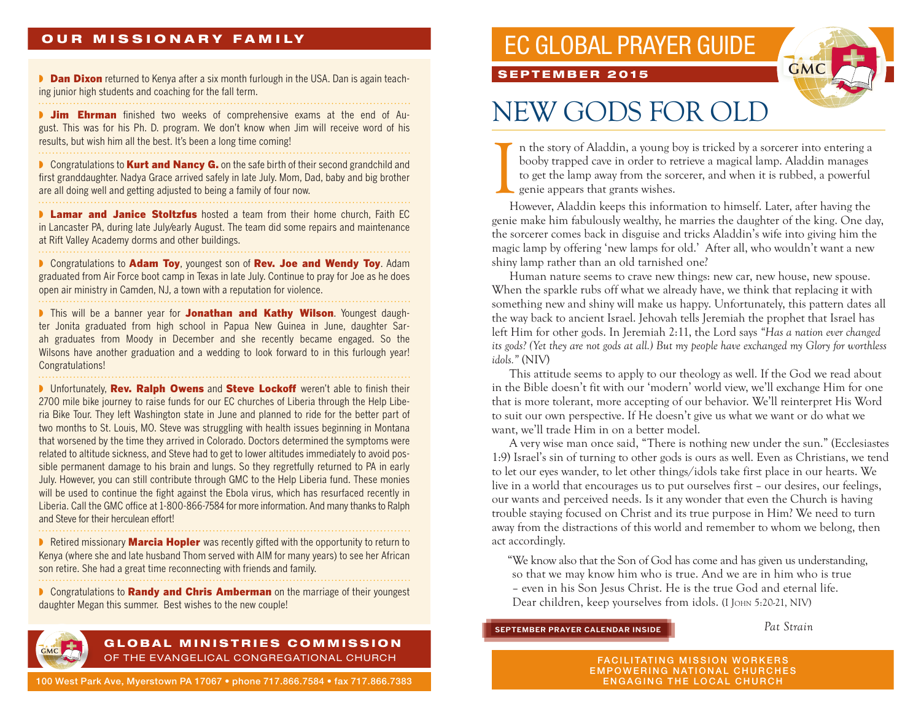## OUR MISSIONARY FAMILY

- **Dan Dixon** returned to Kenya after a six month furlough in the USA. Dan is again teaching junior high students and coaching for the fall term.

- **Jim Ehrman** finished two weeks of comprehensive exams at the end of August. This was for his Ph. D. program. We don't know when Jim will receive word of his results, but wish him all the best. It's been a long time coming!

- Congratulations to **Kurt and Nancy G.** on the safe birth of their second grandchild and first granddaughter. Nadya Grace arrived safely in late July. Mom, Dad, baby and big brother are all doing well and getting adjusted to being a family of four now.

- **Lamar and Janice Stoltzfus** hosted a team from their home church, Faith EC in Lancaster PA, during late July/early August. The team did some repairs and maintenance at Rift Valley Academy dorms and other buildings.

- Congratulations to **Adam Toy**, youngest son of **Rev. Joe and Wendy Toy**. Adam graduated from Air Force boot camp in Texas in late July. Continue to pray for Joe as he does open air ministry in Camden, NJ, a town with a reputation for violence.

- This will be a banner year for **Jonathan and Kathy Wilson**. Youngest daughter Jonita graduated from high school in Papua New Guinea in June, daughter Sarah graduates from Moody in December and she recently became engaged. So the Wilsons have another graduation and a wedding to look forward to in this furlough year! Congratulations!

- Unfortunately, **Rev. Ralph Owens** and **Steve Lockoff** weren't able to finish their 2700 mile bike journey to raise funds for our EC churches of Liberia through the Help Liberia Bike Tour. They left Washington state in June and planned to ride for the better part of two months to St. Louis, MO. Steve was struggling with health issues beginning in Montana that worsened by the time they arrived in Colorado. Doctors determined the symptoms were related to altitude sickness, and Steve had to get to lower altitudes immediately to avoid possible permanent damage to his brain and lungs. So they regretfully returned to PA in early July. However, you can still contribute through GMC to the Help Liberia fund. These monies will be used to continue the fight against the Ebola virus, which has resurfaced recently in Liberia. Call the GMC office at 1-800-866-7584 for more information. And many thanks to Ralph and Steve for their herculean effort!

- Retired missionary **Marcia Hopler** was recently gifted with the opportunity to return to Kenya (where she and late husband Thom served with AIM for many years) to see her African son retire. She had a great time reconnecting with friends and family.

- Congratulations to **Randy and Chris Amberman** on the marriage of their youngest daughter Megan this summer. Best wishes to the new couple!

**GLOBAL MINISTRIES COMMISSION**
OF THE EVANGELICAL CONGREGATIONAL CHURCH

100 West Park Ave, Myerstown PA 17067 • phone 717.866.7584 • fax 717.866.7383

# EC GLOBAL PRAYER GUIDE

**SEPTEMBER 2015**

## NEW GODS FOR OLD

In the story of Aladdin, a young boy is tricked by a sorcerer into entering a booby trapped cave in order to retrieve a magical lamp. Aladdin manages to get the lamp away from the sorcerer, and when it is rubbed, a powerful genie appears that grants wishes.

However, Aladdin keeps this information to himself. Later, after having the genie make him fabulously wealthy, he marries the daughter of the king. One day, the sorcerer comes back in disguise and tricks Aladdin's wife into giving him the magic lamp by offering 'new lamps for old.' After all, who wouldn't want a new shiny lamp rather than an old tarnished one?

Human nature seems to crave new things: new car, new house, new spouse. When the sparkle rubs off what we already have, we think that replacing it with something new and shiny will make us happy. Unfortunately, this pattern dates all the way back to ancient Israel. Jehovah tells Jeremiah the prophet that Israel has left Him for other gods. In Jeremiah 2:11, the Lord says *"Has a nation ever changed its gods? (Yet they are not gods at all.) But my people have exchanged my Glory for worthless idols."* (NIV)

This attitude seems to apply to our theology as well. If the God we read about in the Bible doesn't fit with our 'modern' world view, we'll exchange Him for one that is more tolerant, more accepting of our behavior. We'll reinterpret His Word to suit our own perspective. If He doesn't give us what we want or do what we want, we'll trade Him in on a better model.

A very wise man once said, "There is nothing new under the sun." (Ecclesiastes 1:9) Israel's sin of turning to other gods is ours as well. Even as Christians, we tend to let our eyes wander, to let other things/idols take first place in our hearts. We live in a world that encourages us to put ourselves first – our desires, our feelings, our wants and perceived needs. Is it any wonder that even the Church is having trouble staying focused on Christ and its true purpose in Him? We need to turn away from the distractions of this world and remember to whom we belong, then act accordingly.

> "We know also that the Son of God has come and has given us understanding, so that we may know him who is true. And we are in him who is true – even in his Son Jesus Christ. He is the true God and eternal life. Dear children, keep yourselves from idols. (I John 5:20-21, NIV)

*Pat Strain*

**SEPTEMBER PRAYER CALENDAR INSIDE**

FACILITATING MISSION WORKERS
EMPOWERING NATIONAL CHURCHES
ENGAGING THE LOCAL CHURCH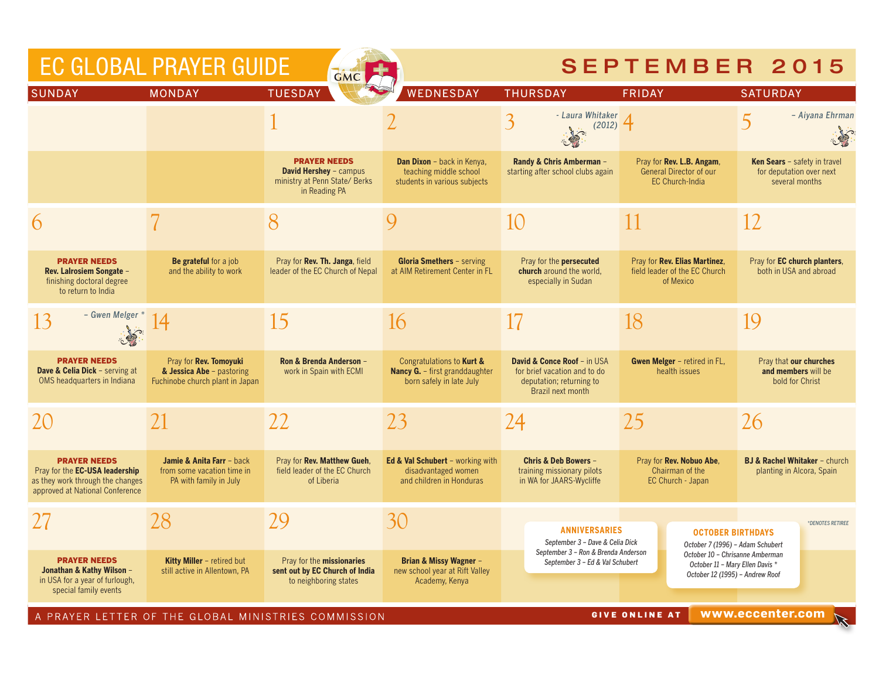# EC GLOBAL PRAYER GUIDE

## SEPTEMBER 2015

| SUNDAY | MONDAY | TUESDAY | WEDNESDAY | THURSDAY | FRIDAY | SATURDAY |
|---|---|---|---|---|---|---|
| | | 1 **PRAYER NEEDS** **David Hershey** – campus ministry at Penn State/ Berks in Reading PA | 2 **Dan Dixon** – back in Kenya, teaching middle school students in various subjects | 3 *- Laura Whitaker (2012)* **Randy & Chris Amberman** – starting after school clubs again | 4 Pray for **Rev. L.B. Angam**, General Director of our EC Church-India | 5 *– Aiyana Ehrman* **Ken Sears** – safety in travel for deputation over next several months |
| 6 **PRAYER NEEDS** **Rev. Lalrosiem Songate** – finishing doctoral degree to return to India | 7 **Be grateful** for a job and the ability to work | 8 Pray for **Rev. Th. Janga**, field leader of the EC Church of Nepal | 9 **Gloria Smethers** – serving at AIM Retirement Center in FL | 10 Pray for the **persecuted church** around the world, especially in Sudan | 11 Pray for **Rev. Elias Martinez**, field leader of the EC Church of Mexico | 12 Pray for **EC church planters**, both in USA and abroad |
| 13 *– Gwen Melger ** **PRAYER NEEDS** **Dave & Celia Dick** – serving at OMS headquarters in Indiana | 14 Pray for **Rev. Tomoyuki & Jessica Abe** – pastoring Fuchinobe church plant in Japan | 15 **Ron & Brenda Anderson** – work in Spain with ECMI | 16 Congratulations to **Kurt & Nancy G.** – first granddaughter born safely in late July | 17 **David & Conce Roof** – in USA for brief vacation and to do deputation; returning to Brazil next month | 18 **Gwen Melger** – retired in FL, health issues | 19 Pray that **our churches and members** will be bold for Christ |
| 20 **PRAYER NEEDS** Pray for the **EC-USA leadership** as they work through the changes approved at National Conference | 21 **Jamie & Anita Farr** – back from some vacation time in PA with family in July | 22 Pray for **Rev. Matthew Gueh**, field leader of the EC Church of Liberia | 23 **Ed & Val Schubert** – working with disadvantaged women and children in Honduras | 24 **Chris & Deb Bowers** – training missionary pilots in WA for JAARS-Wycliffe | 25 Pray for **Rev. Nobuo Abe**, Chairman of the EC Church - Japan | 26 **BJ & Rachel Whitaker** – church planting in Alcora, Spain |
| 27 **PRAYER NEEDS** **Jonathan & Kathy Wilson** – in USA for a year of furlough, special family events | 28 **Kitty Miller** – retired but still active in Allentown, PA | 29 Pray for the **missionaries sent out by EC Church of India** to neighboring states | 30 **Brian & Missy Wagner** – new school year at Rift Valley Academy, Kenya | | | |

**ANNIVERSARIES**

*September 3 – Dave & Celia Dick*
*September 3 – Ron & Brenda Anderson*
*September 3 – Ed & Val Schubert*

**OCTOBER BIRTHDAYS**

*October 7 (1996) – Adam Schubert*
*October 10 – Chrisanne Amberman*
*October 11 – Mary Ellen Davis **
*October 12 (1995) – Andrew Roof*

*\*DENOTES RETIREE*

A PRAYER LETTER OF THE GLOBAL MINISTRIES COMMISSION

GIVE ONLINE AT **www.eccenter.com**